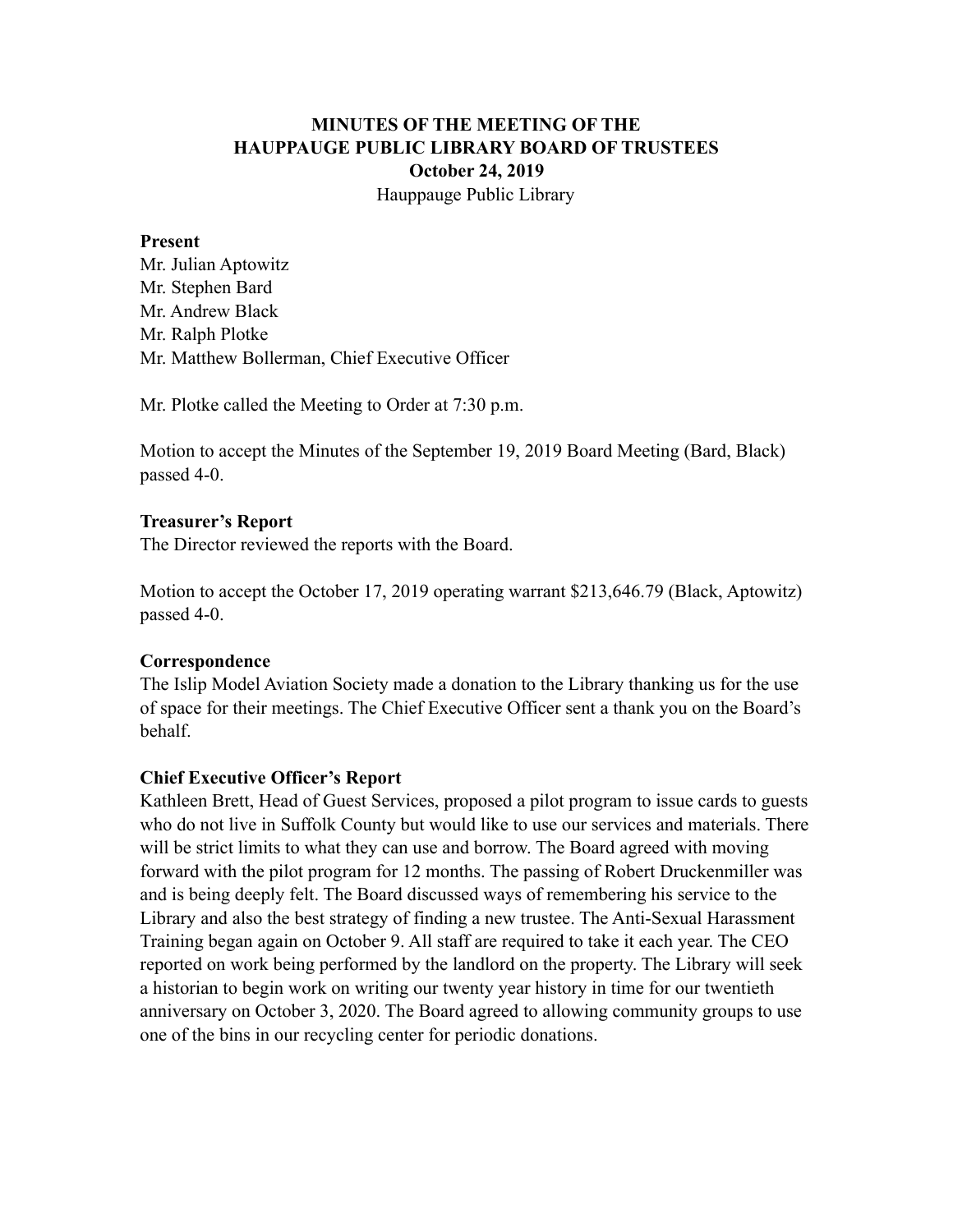# MINUTES OF THE MEETING OF THE HAUPPAUGE PUBLIC LIBRARY BOARD OF TRUSTEES

**October 24, 2019**

Hauppauge Public Library

**Present**

Mr. Julian Aptowitz
Mr. Stephen Bard
Mr. Andrew Black
Mr. Ralph Plotke
Mr. Matthew Bollerman, Chief Executive Officer

Mr. Plotke called the Meeting to Order at 7:30 p.m.

Motion to accept the Minutes of the September 19, 2019 Board Meeting (Bard, Black) passed 4-0.

**Treasurer's Report**

The Director reviewed the reports with the Board.

Motion to accept the October 17, 2019 operating warrant $213,646.79 (Black, Aptowitz) passed 4-0.

**Correspondence**

The Islip Model Aviation Society made a donation to the Library thanking us for the use of space for their meetings. The Chief Executive Officer sent a thank you on the Board's behalf.

**Chief Executive Officer's Report**

Kathleen Brett, Head of Guest Services, proposed a pilot program to issue cards to guests who do not live in Suffolk County but would like to use our services and materials. There will be strict limits to what they can use and borrow. The Board agreed with moving forward with the pilot program for 12 months. The passing of Robert Druckenmiller was and is being deeply felt. The Board discussed ways of remembering his service to the Library and also the best strategy of finding a new trustee. The Anti-Sexual Harassment Training began again on October 9. All staff are required to take it each year. The CEO reported on work being performed by the landlord on the property. The Library will seek a historian to begin work on writing our twenty year history in time for our twentieth anniversary on October 3, 2020. The Board agreed to allowing community groups to use one of the bins in our recycling center for periodic donations.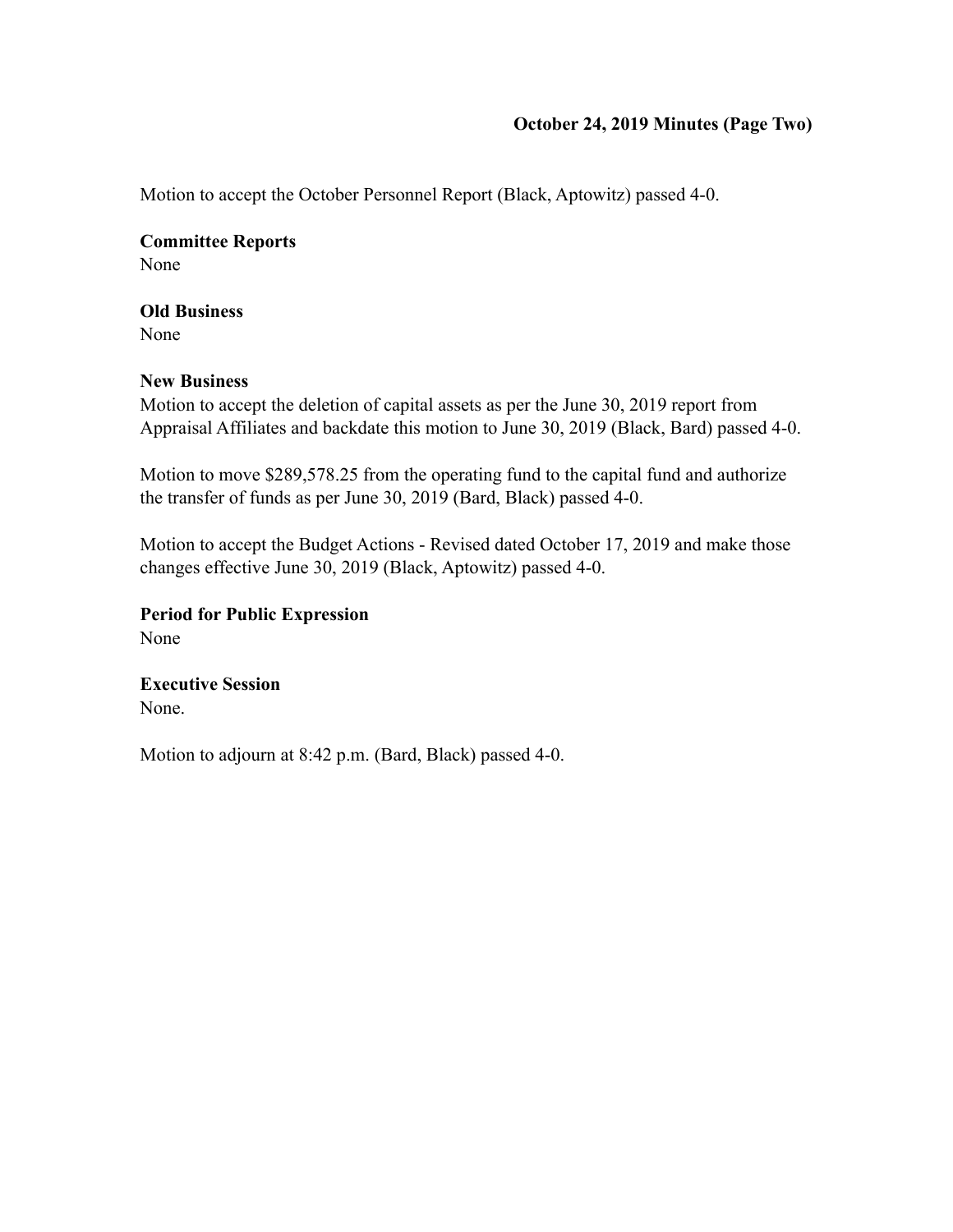Motion to accept the October Personnel Report (Black, Aptowitz) passed 4-0.

**Committee Reports**
None

**Old Business**
None

**New Business**
Motion to accept the deletion of capital assets as per the June 30, 2019 report from Appraisal Affiliates and backdate this motion to June 30, 2019 (Black, Bard) passed 4-0.

Motion to move $289,578.25 from the operating fund to the capital fund and authorize the transfer of funds as per June 30, 2019 (Bard, Black) passed 4-0.

Motion to accept the Budget Actions - Revised dated October 17, 2019 and make those changes effective June 30, 2019 (Black, Aptowitz) passed 4-0.

**Period for Public Expression**
None

**Executive Session**
None.

Motion to adjourn at 8:42 p.m. (Bard, Black) passed 4-0.